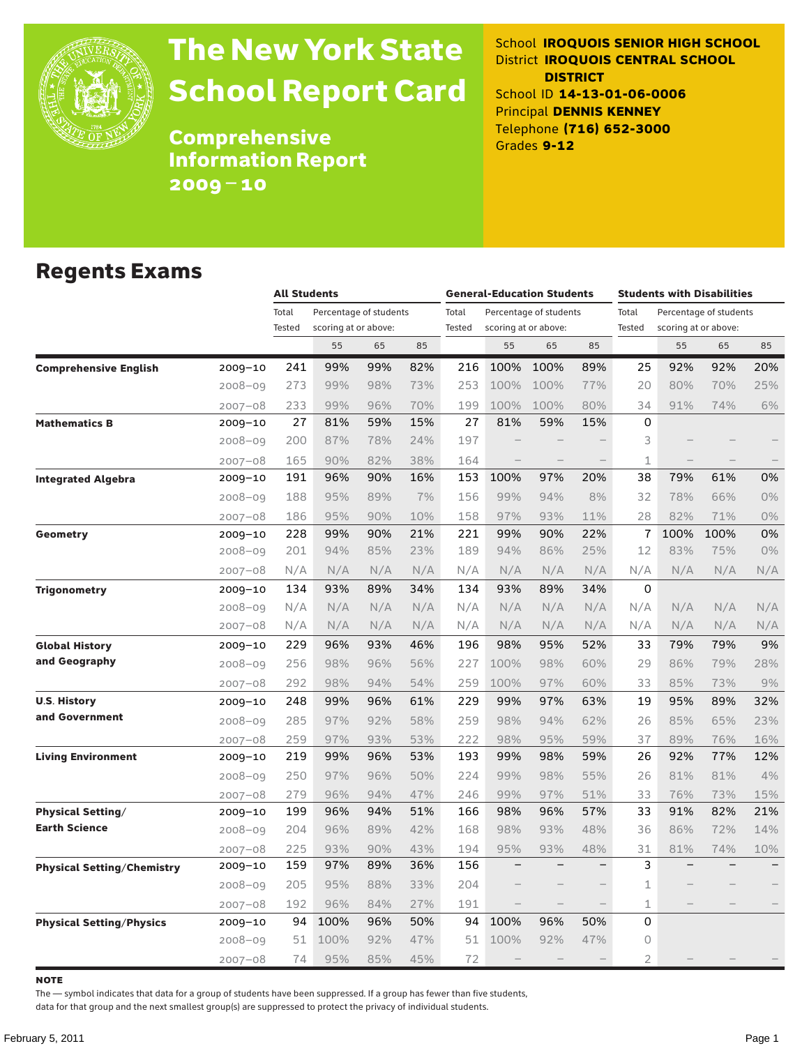# The New York State School Report Card

## Comprehensive Information Report 2009–10

School **IROQUOIS SENIOR HIGH SCHOOL**
District **IROQUOIS CENTRAL SCHOOL DISTRICT**
School ID **14-13-01-06-0006**
Principal **DENNIS KENNEY**
Telephone **(716) 652-3000**
Grades **9-12**

## Regents Exams

| | | All Students | | | | General-Education Students | | | | Students with Disabilities | | | |
|---|---|---|---|---|---|---|---|---|---|---|---|---|---|
| | | Total Tested | Percentage of students scoring at or above: | | | Total Tested | Percentage of students scoring at or above: | | | Total Tested | Percentage of students scoring at or above: | | |
| | | | 55 | 65 | 85 | | 55 | 65 | 85 | | 55 | 65 | 85 |
| **Comprehensive English** | 2009–10 | 241 | 99% | 99% | 82% | 216 | 100% | 100% | 89% | 25 | 92% | 92% | 20% |
| | 2008–09 | 273 | 99% | 98% | 73% | 253 | 100% | 100% | 77% | 20 | 80% | 70% | 25% |
| | 2007–08 | 233 | 99% | 96% | 70% | 199 | 100% | 100% | 80% | 34 | 91% | 74% | 6% |
| **Mathematics B** | 2009–10 | 27 | 81% | 59% | 15% | 27 | 81% | 59% | 15% | 0 | | | |
| | 2008–09 | 200 | 87% | 78% | 24% | 197 | – | – | – | 3 | – | – | – |
| | 2007–08 | 165 | 90% | 82% | 38% | 164 | – | – | – | 1 | – | – | – |
| **Integrated Algebra** | 2009–10 | 191 | 96% | 90% | 16% | 153 | 100% | 97% | 20% | 38 | 79% | 61% | 0% |
| | 2008–09 | 188 | 95% | 89% | 7% | 156 | 99% | 94% | 8% | 32 | 78% | 66% | 0% |
| | 2007–08 | 186 | 95% | 90% | 10% | 158 | 97% | 93% | 11% | 28 | 82% | 71% | 0% |
| **Geometry** | 2009–10 | 228 | 99% | 90% | 21% | 221 | 99% | 90% | 22% | 7 | 100% | 100% | 0% |
| | 2008–09 | 201 | 94% | 85% | 23% | 189 | 94% | 86% | 25% | 12 | 83% | 75% | 0% |
| | 2007–08 | N/A | N/A | N/A | N/A | N/A | N/A | N/A | N/A | N/A | N/A | N/A | N/A |
| **Trigonometry** | 2009–10 | 134 | 93% | 89% | 34% | 134 | 93% | 89% | 34% | 0 | | | |
| | 2008–09 | N/A | N/A | N/A | N/A | N/A | N/A | N/A | N/A | N/A | N/A | N/A | N/A |
| | 2007–08 | N/A | N/A | N/A | N/A | N/A | N/A | N/A | N/A | N/A | N/A | N/A | N/A |
| **Global History and Geography** | 2009–10 | 229 | 96% | 93% | 46% | 196 | 98% | 95% | 52% | 33 | 79% | 79% | 9% |
| | 2008–09 | 256 | 98% | 96% | 56% | 227 | 100% | 98% | 60% | 29 | 86% | 79% | 28% |
| | 2007–08 | 292 | 98% | 94% | 54% | 259 | 100% | 97% | 60% | 33 | 85% | 73% | 9% |
| **U.S. History and Government** | 2009–10 | 248 | 99% | 96% | 61% | 229 | 99% | 97% | 63% | 19 | 95% | 89% | 32% |
| | 2008–09 | 285 | 97% | 92% | 58% | 259 | 98% | 94% | 62% | 26 | 85% | 65% | 23% |
| | 2007–08 | 259 | 97% | 93% | 53% | 222 | 98% | 95% | 59% | 37 | 89% | 76% | 16% |
| **Living Environment** | 2009–10 | 219 | 99% | 96% | 53% | 193 | 99% | 98% | 59% | 26 | 92% | 77% | 12% |
| | 2008–09 | 250 | 97% | 96% | 50% | 224 | 99% | 98% | 55% | 26 | 81% | 81% | 4% |
| | 2007–08 | 279 | 96% | 94% | 47% | 246 | 99% | 97% | 51% | 33 | 76% | 73% | 15% |
| **Physical Setting/ Earth Science** | 2009–10 | 199 | 96% | 94% | 51% | 166 | 98% | 96% | 57% | 33 | 91% | 82% | 21% |
| | 2008–09 | 204 | 96% | 89% | 42% | 168 | 98% | 93% | 48% | 36 | 86% | 72% | 14% |
| | 2007–08 | 225 | 93% | 90% | 43% | 194 | 95% | 93% | 48% | 31 | 81% | 74% | 10% |
| **Physical Setting/Chemistry** | 2009–10 | 159 | 97% | 89% | 36% | 156 | – | – | – | 3 | – | – | – |
| | 2008–09 | 205 | 95% | 88% | 33% | 204 | – | – | – | 1 | – | – | – |
| | 2007–08 | 192 | 96% | 84% | 27% | 191 | – | – | – | 1 | – | – | – |
| **Physical Setting/Physics** | 2009–10 | 94 | 100% | 96% | 50% | 94 | 100% | 96% | 50% | 0 | | | |
| | 2008–09 | 51 | 100% | 92% | 47% | 51 | 100% | 92% | 47% | 0 | | | |
| | 2007–08 | 74 | 95% | 85% | 45% | 72 | – | – | – | 2 | – | – | – |

**NOTE**

The — symbol indicates that data for a group of students have been suppressed. If a group has fewer than five students, data for that group and the next smallest group(s) are suppressed to protect the privacy of individual students.

February 5, 2011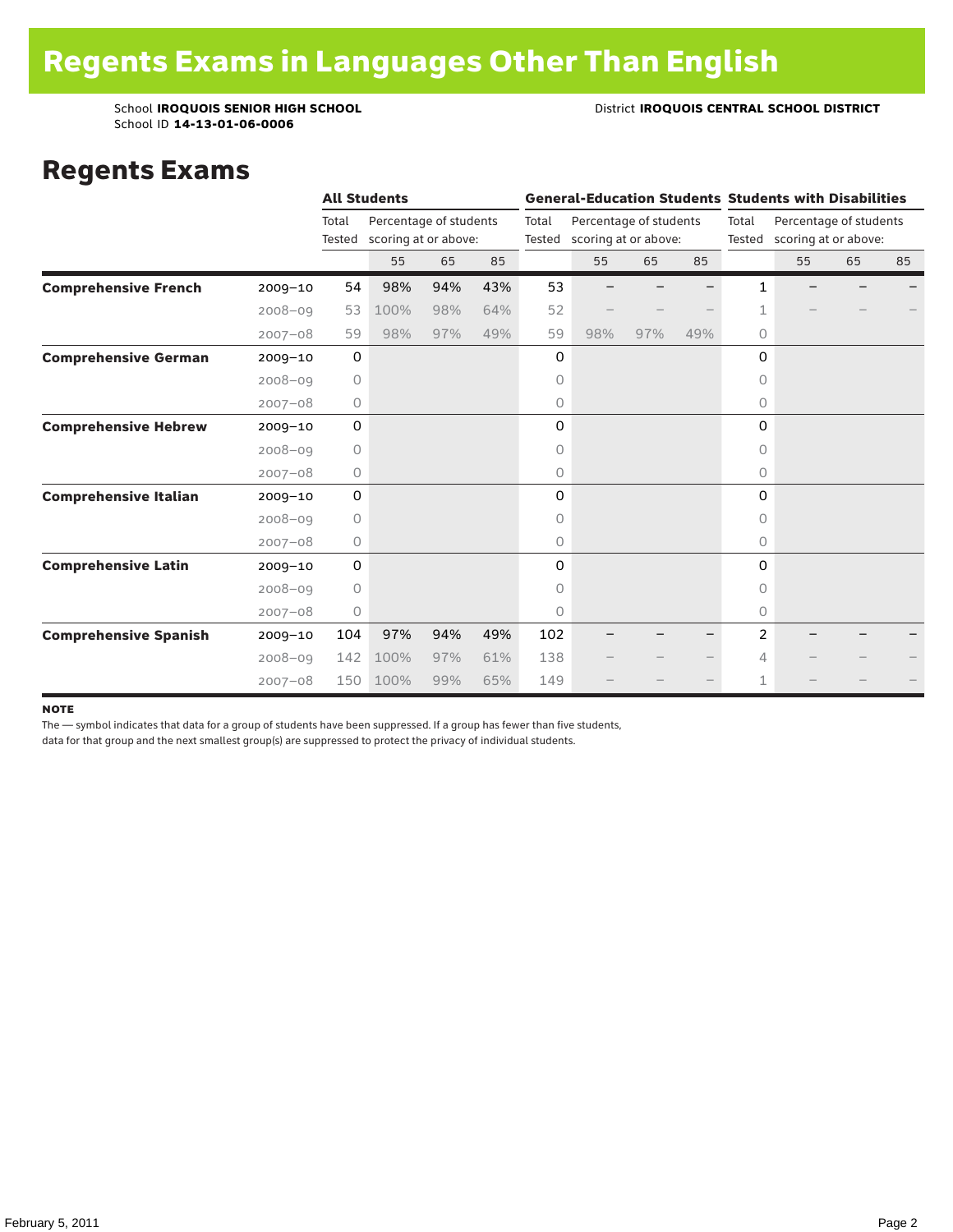# Regents Exams in Languages Other Than English

School **IROQUOIS SENIOR HIGH SCHOOL**
School ID **14-13-01-06-0006**

District **IROQUOIS CENTRAL SCHOOL DISTRICT**

## Regents Exams

| | | All Students | | | | General-Education Students | | | | Students with Disabilities | | | |
|---|---|---|---|---|---|---|---|---|---|---|---|---|---|
| | | Total Tested | Percentage of students scoring at or above: | | | Total Tested | Percentage of students scoring at or above: | | | Total Tested | Percentage of students scoring at or above: | | |
| | | | 55 | 65 | 85 | | 55 | 65 | 85 | | 55 | 65 | 85 |
| **Comprehensive French** | 2009–10 | 54 | 98% | 94% | 43% | 53 | – | – | – | 1 | – | – | – |
| | 2008–09 | 53 | 100% | 98% | 64% | 52 | – | – | – | 1 | – | – | – |
| | 2007–08 | 59 | 98% | 97% | 49% | 59 | 98% | 97% | 49% | 0 | | | |
| **Comprehensive German** | 2009–10 | 0 | | | | 0 | | | | 0 | | | |
| | 2008–09 | 0 | | | | 0 | | | | 0 | | | |
| | 2007–08 | 0 | | | | 0 | | | | 0 | | | |
| **Comprehensive Hebrew** | 2009–10 | 0 | | | | 0 | | | | 0 | | | |
| | 2008–09 | 0 | | | | 0 | | | | 0 | | | |
| | 2007–08 | 0 | | | | 0 | | | | 0 | | | |
| **Comprehensive Italian** | 2009–10 | 0 | | | | 0 | | | | 0 | | | |
| | 2008–09 | 0 | | | | 0 | | | | 0 | | | |
| | 2007–08 | 0 | | | | 0 | | | | 0 | | | |
| **Comprehensive Latin** | 2009–10 | 0 | | | | 0 | | | | 0 | | | |
| | 2008–09 | 0 | | | | 0 | | | | 0 | | | |
| | 2007–08 | 0 | | | | 0 | | | | 0 | | | |
| **Comprehensive Spanish** | 2009–10 | 104 | 97% | 94% | 49% | 102 | – | – | – | 2 | – | – | – |
| | 2008–09 | 142 | 100% | 97% | 61% | 138 | – | – | – | 4 | – | – | – |
| | 2007–08 | 150 | 100% | 99% | 65% | 149 | – | – | – | 1 | – | – | – |

**NOTE**

The — symbol indicates that data for a group of students have been suppressed. If a group has fewer than five students, data for that group and the next smallest group(s) are suppressed to protect the privacy of individual students.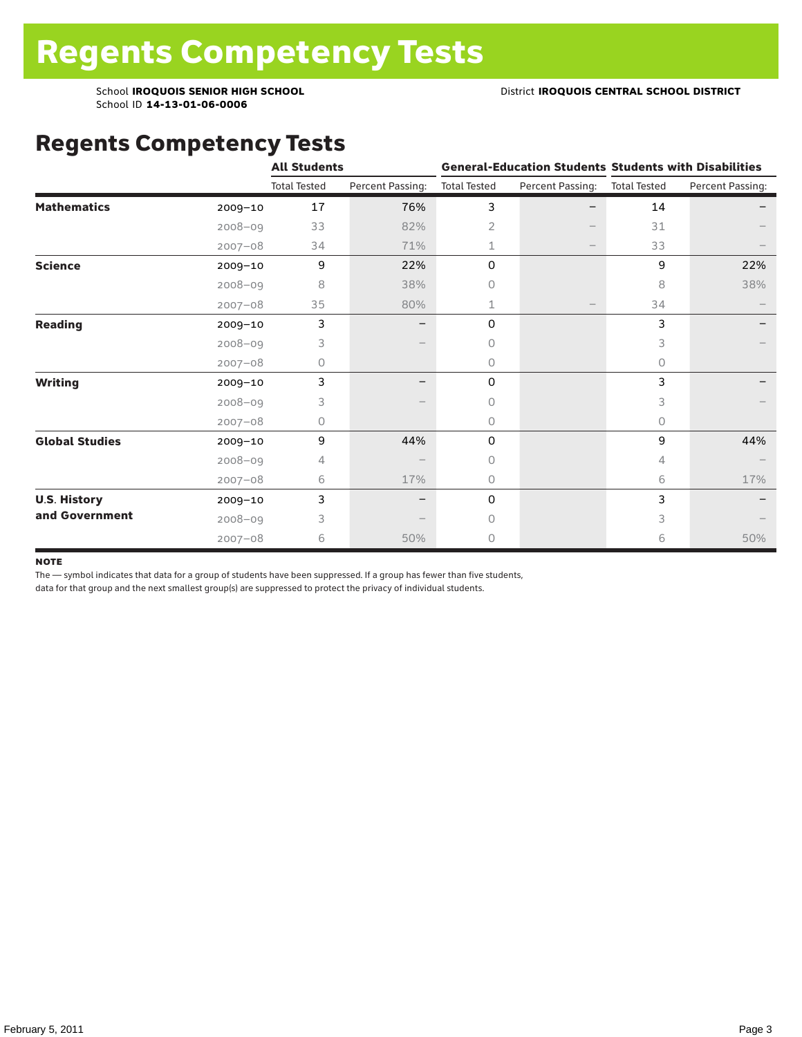# Regents Competency Tests

School **IROQUOIS SENIOR HIGH SCHOOL**
School ID **14-13-01-06-0006**

District **IROQUOIS CENTRAL SCHOOL DISTRICT**

## Regents Competency Tests

| | | All Students | | General-Education Students | | Students with Disabilities | |
|---|---|---|---|---|---|---|---|
| | | Total Tested | Percent Passing: | Total Tested | Percent Passing: | Total Tested | Percent Passing: |
| **Mathematics** | 2009–10 | 17 | 76% | 3 | – | 14 | – |
| | 2008–09 | 33 | 82% | 2 | – | 31 | – |
| | 2007–08 | 34 | 71% | 1 | – | 33 | – |
| **Science** | 2009–10 | 9 | 22% | 0 | | 9 | 22% |
| | 2008–09 | 8 | 38% | 0 | | 8 | 38% |
| | 2007–08 | 35 | 80% | 1 | – | 34 | – |
| **Reading** | 2009–10 | 3 | – | 0 | | 3 | – |
| | 2008–09 | 3 | – | 0 | | 3 | – |
| | 2007–08 | 0 | | 0 | | 0 | |
| **Writing** | 2009–10 | 3 | – | 0 | | 3 | – |
| | 2008–09 | 3 | – | 0 | | 3 | – |
| | 2007–08 | 0 | | 0 | | 0 | |
| **Global Studies** | 2009–10 | 9 | 44% | 0 | | 9 | 44% |
| | 2008–09 | 4 | – | 0 | | 4 | – |
| | 2007–08 | 6 | 17% | 0 | | 6 | 17% |
| **U.S. History and Government** | 2009–10 | 3 | – | 0 | | 3 | – |
| | 2008–09 | 3 | – | 0 | | 3 | – |
| | 2007–08 | 6 | 50% | 0 | | 6 | 50% |

**NOTE**

The — symbol indicates that data for a group of students have been suppressed. If a group has fewer than five students, data for that group and the next smallest group(s) are suppressed to protect the privacy of individual students.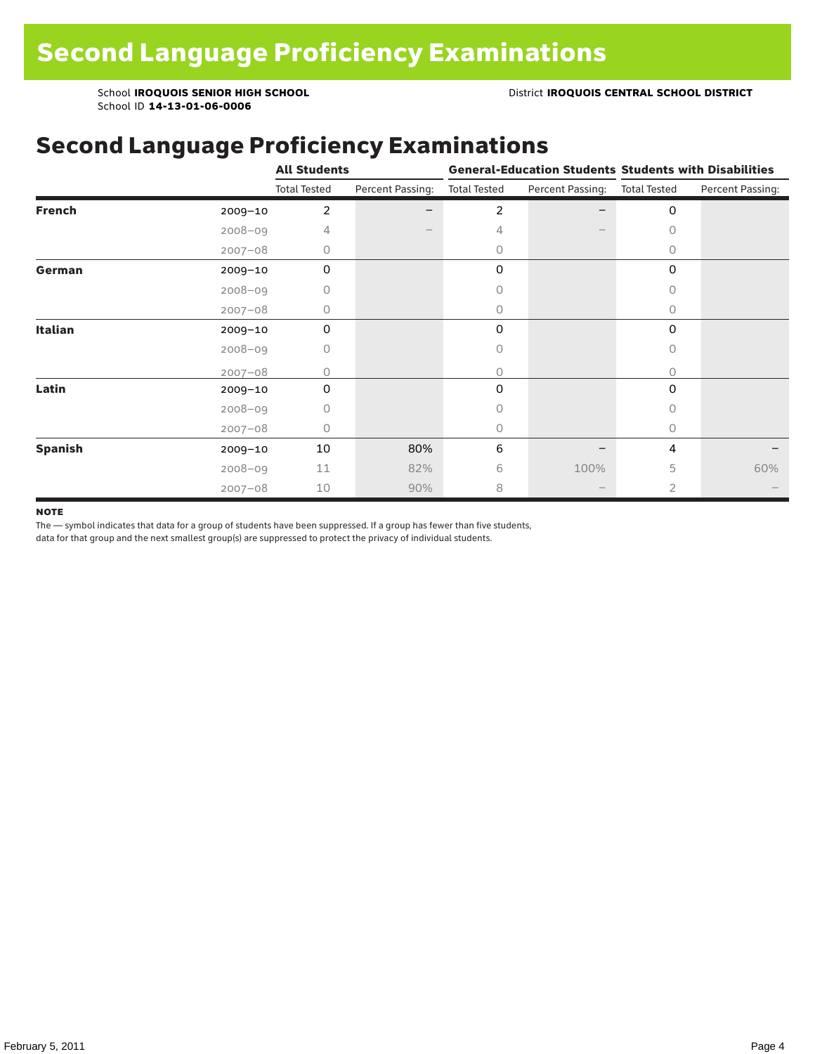# Second Language Proficiency Examinations

School **IROQUOIS SENIOR HIGH SCHOOL**
School ID **14-13-01-06-0006**

District **IROQUOIS CENTRAL SCHOOL DISTRICT**

## Second Language Proficiency Examinations

| | | All Students | | General-Education Students | | Students with Disabilities | |
|---|---|---|---|---|---|---|---|
| | | Total Tested | Percent Passing: | Total Tested | Percent Passing: | Total Tested | Percent Passing: |
| **French** | 2009–10 | 2 | – | 2 | – | 0 | |
| | 2008–09 | 4 | – | 4 | – | 0 | |
| | 2007–08 | 0 | | 0 | | 0 | |
| **German** | 2009–10 | 0 | | 0 | | 0 | |
| | 2008–09 | 0 | | 0 | | 0 | |
| | 2007–08 | 0 | | 0 | | 0 | |
| **Italian** | 2009–10 | 0 | | 0 | | 0 | |
| | 2008–09 | 0 | | 0 | | 0 | |
| | 2007–08 | 0 | | 0 | | 0 | |
| **Latin** | 2009–10 | 0 | | 0 | | 0 | |
| | 2008–09 | 0 | | 0 | | 0 | |
| | 2007–08 | 0 | | 0 | | 0 | |
| **Spanish** | 2009–10 | 10 | 80% | 6 | – | 4 | – |
| | 2008–09 | 11 | 82% | 6 | 100% | 5 | 60% |
| | 2007–08 | 10 | 90% | 8 | – | 2 | – |

**NOTE**

The — symbol indicates that data for a group of students have been suppressed. If a group has fewer than five students, data for that group and the next smallest group(s) are suppressed to protect the privacy of individual students.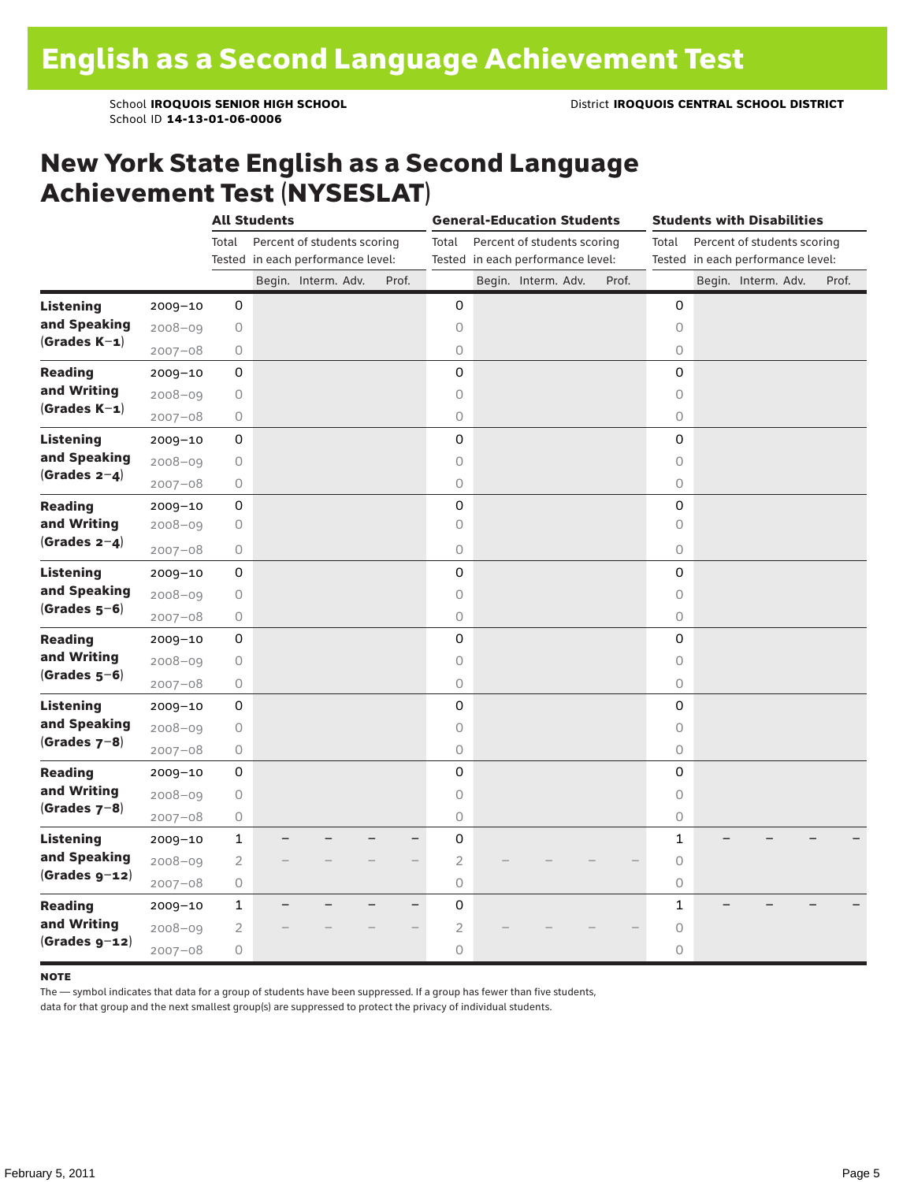# English as a Second Language Achievement Test

School **IROQUOIS SENIOR HIGH SCHOOL** District **IROQUOIS CENTRAL SCHOOL DISTRICT**
School ID **14-13-01-06-0006**

## New York State English as a Second Language Achievement Test (NYSESLAT)

| | | All Students | | | | | General-Education Students | | | | | Students with Disabilities | | | | |
|---|---|---|---|---|---|---|---|---|---|---|---|---|---|---|---|---|
| | | Total Tested | Percent of students scoring in each performance level: | | | | Total Tested | Percent of students scoring in each performance level: | | | | Total Tested | Percent of students scoring in each performance level: | | | |
| | | | Begin. | Interm. | Adv. | Prof. | | Begin. | Interm. | Adv. | Prof. | | Begin. | Interm. | Adv. | Prof. |
| **Listening and Speaking (Grades K–1)** | 2009–10 | 0 | | | | | 0 | | | | | 0 | | | | |
| | 2008–09 | 0 | | | | | 0 | | | | | 0 | | | | |
| | 2007–08 | 0 | | | | | 0 | | | | | 0 | | | | |
| **Reading and Writing (Grades K–1)** | 2009–10 | 0 | | | | | 0 | | | | | 0 | | | | |
| | 2008–09 | 0 | | | | | 0 | | | | | 0 | | | | |
| | 2007–08 | 0 | | | | | 0 | | | | | 0 | | | | |
| **Listening and Speaking (Grades 2–4)** | 2009–10 | 0 | | | | | 0 | | | | | 0 | | | | |
| | 2008–09 | 0 | | | | | 0 | | | | | 0 | | | | |
| | 2007–08 | 0 | | | | | 0 | | | | | 0 | | | | |
| **Reading and Writing (Grades 2–4)** | 2009–10 | 0 | | | | | 0 | | | | | 0 | | | | |
| | 2008–09 | 0 | | | | | 0 | | | | | 0 | | | | |
| | 2007–08 | 0 | | | | | 0 | | | | | 0 | | | | |
| **Listening and Speaking (Grades 5–6)** | 2009–10 | 0 | | | | | 0 | | | | | 0 | | | | |
| | 2008–09 | 0 | | | | | 0 | | | | | 0 | | | | |
| | 2007–08 | 0 | | | | | 0 | | | | | 0 | | | | |
| **Reading and Writing (Grades 5–6)** | 2009–10 | 0 | | | | | 0 | | | | | 0 | | | | |
| | 2008–09 | 0 | | | | | 0 | | | | | 0 | | | | |
| | 2007–08 | 0 | | | | | 0 | | | | | 0 | | | | |
| **Listening and Speaking (Grades 7–8)** | 2009–10 | 0 | | | | | 0 | | | | | 0 | | | | |
| | 2008–09 | 0 | | | | | 0 | | | | | 0 | | | | |
| | 2007–08 | 0 | | | | | 0 | | | | | 0 | | | | |
| **Reading and Writing (Grades 7–8)** | 2009–10 | 0 | | | | | 0 | | | | | 0 | | | | |
| | 2008–09 | 0 | | | | | 0 | | | | | 0 | | | | |
| | 2007–08 | 0 | | | | | 0 | | | | | 0 | | | | |
| **Listening and Speaking (Grades 9–12)** | 2009–10 | 1 | – | – | – | – | 0 | | | | | 1 | – | – | – | – |
| | 2008–09 | 2 | – | – | – | – | 2 | – | – | – | – | 0 | | | | |
| | 2007–08 | 0 | | | | | 0 | | | | | 0 | | | | |
| **Reading and Writing (Grades 9–12)** | 2009–10 | 1 | – | – | – | – | 0 | | | | | 1 | – | – | – | – |
| | 2008–09 | 2 | – | – | – | – | 2 | – | – | – | – | 0 | | | | |
| | 2007–08 | 0 | | | | | 0 | | | | | 0 | | | | |

**NOTE**

The — symbol indicates that data for a group of students have been suppressed. If a group has fewer than five students, data for that group and the next smallest group(s) are suppressed to protect the privacy of individual students.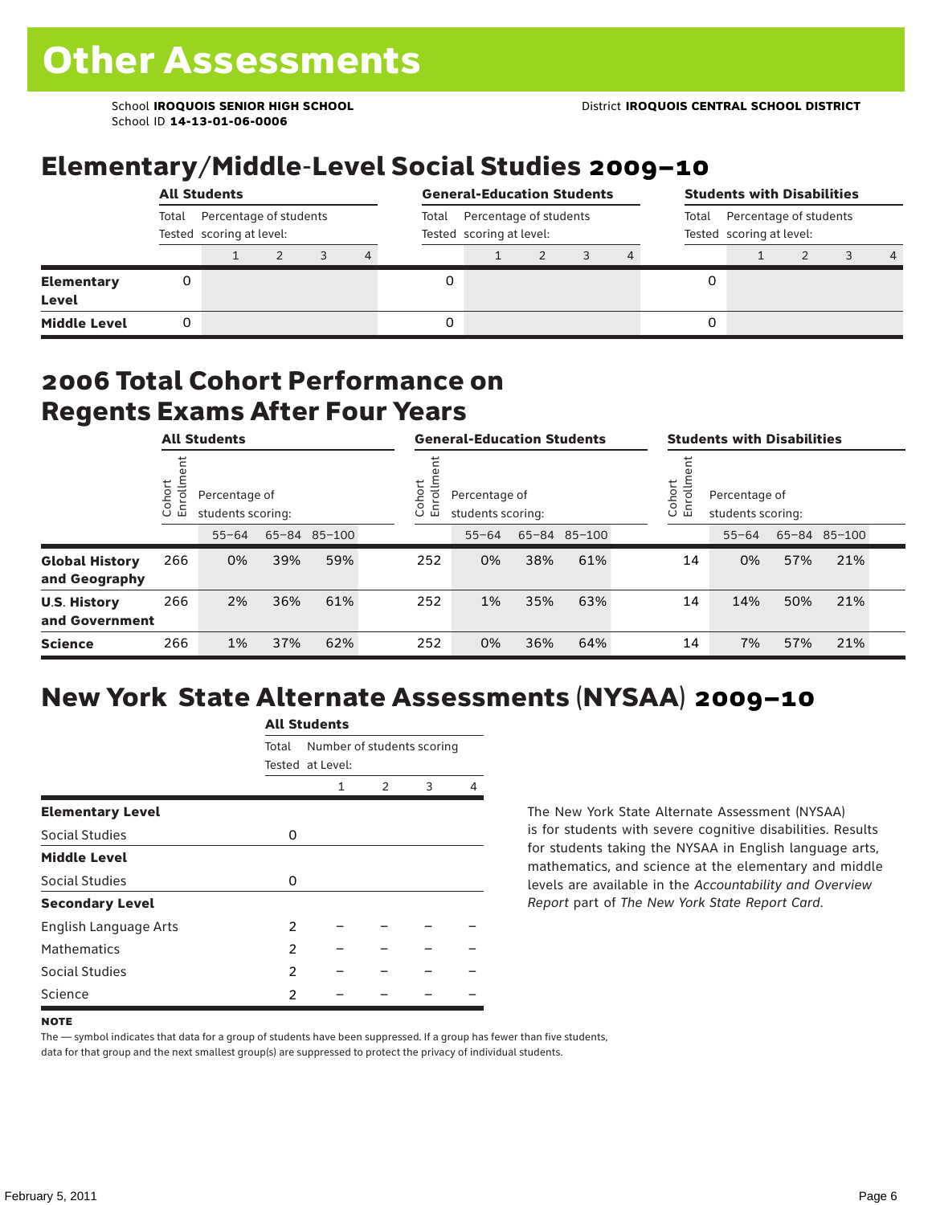# Other Assessments

School **IROQUOIS SENIOR HIGH SCHOOL**
School ID **14-13-01-06-0006**

District **IROQUOIS CENTRAL SCHOOL DISTRICT**

## Elementary/Middle-Level Social Studies 2009–10

| | All Students | | | | | General-Education Students | | | | | Students with Disabilities | | | | |
|---|---|---|---|---|---|---|---|---|---|---|---|---|---|---|---|
| | Total Tested | Percentage of students scoring at level: | | | | Total Tested | Percentage of students scoring at level: | | | | Total Tested | Percentage of students scoring at level: | | | |
| | | 1 | 2 | 3 | 4 | | 1 | 2 | 3 | 4 | | 1 | 2 | 3 | 4 |
| **Elementary Level** | 0 | | | | | 0 | | | | | 0 | | | | |
| **Middle Level** | 0 | | | | | 0 | | | | | 0 | | | | |

## 2006 Total Cohort Performance on Regents Exams After Four Years

| | All Students | | | | General-Education Students | | | | Students with Disabilities | | | |
|---|---|---|---|---|---|---|---|---|---|---|---|---|
| | Cohort Enrollment | Percentage of students scoring: | | | Cohort Enrollment | Percentage of students scoring: | | | Cohort Enrollment | Percentage of students scoring: | | |
| | | 55–64 | 65–84 | 85–100 | | 55–64 | 65–84 | 85–100 | | 55–64 | 65–84 | 85–100 |
| **Global History and Geography** | 266 | 0% | 39% | 59% | 252 | 0% | 38% | 61% | 14 | 0% | 57% | 21% |
| **U.S. History and Government** | 266 | 2% | 36% | 61% | 252 | 1% | 35% | 63% | 14 | 14% | 50% | 21% |
| **Science** | 266 | 1% | 37% | 62% | 252 | 0% | 36% | 64% | 14 | 7% | 57% | 21% |

## New York State Alternate Assessments (NYSAA) 2009–10

| | All Students | | | | |
|---|---|---|---|---|---|
| | Total Tested | Number of students scoring at Level: | | | |
| | | 1 | 2 | 3 | 4 |
| **Elementary Level** | | | | | |
| Social Studies | 0 | | | | |
| **Middle Level** | | | | | |
| Social Studies | 0 | | | | |
| **Secondary Level** | | | | | |
| English Language Arts | 2 | – | – | – | – |
| Mathematics | 2 | – | – | – | – |
| Social Studies | 2 | – | – | – | – |
| Science | 2 | – | – | – | – |

The New York State Alternate Assessment (NYSAA) is for students with severe cognitive disabilities. Results for students taking the NYSAA in English language arts, mathematics, and science at the elementary and middle levels are available in the *Accountability and Overview Report* part of *The New York State Report Card*.

**NOTE**

The — symbol indicates that data for a group of students have been suppressed. If a group has fewer than five students, data for that group and the next smallest group(s) are suppressed to protect the privacy of individual students.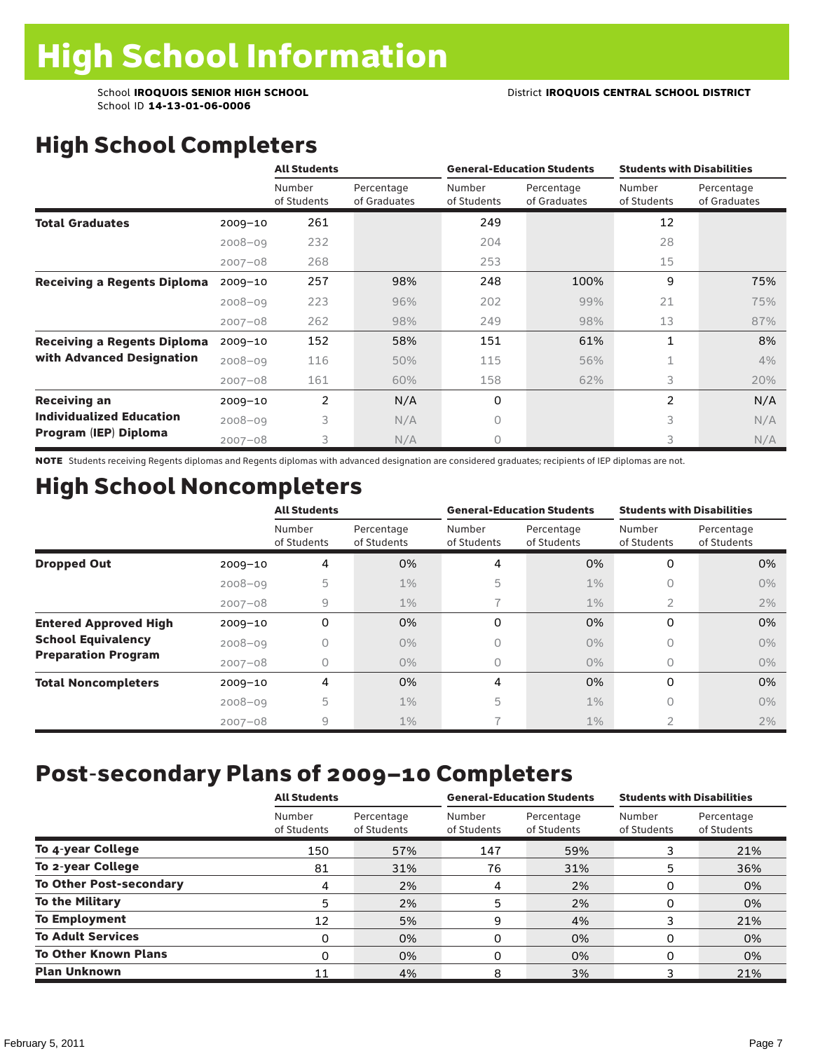# High School Information

School **IROQUOIS SENIOR HIGH SCHOOL** District **IROQUOIS CENTRAL SCHOOL DISTRICT**
School ID **14-13-01-06-0006**

## High School Completers

| | | All Students | | General-Education Students | | Students with Disabilities | |
|---|---|---|---|---|---|---|---|
| | | Number of Students | Percentage of Graduates | Number of Students | Percentage of Graduates | Number of Students | Percentage of Graduates |
| **Total Graduates** | 2009–10 | 261 | | 249 | | 12 | |
| | 2008–09 | 232 | | 204 | | 28 | |
| | 2007–08 | 268 | | 253 | | 15 | |
| **Receiving a Regents Diploma** | 2009–10 | 257 | 98% | 248 | 100% | 9 | 75% |
| | 2008–09 | 223 | 96% | 202 | 99% | 21 | 75% |
| | 2007–08 | 262 | 98% | 249 | 98% | 13 | 87% |
| **Receiving a Regents Diploma with Advanced Designation** | 2009–10 | 152 | 58% | 151 | 61% | 1 | 8% |
| | 2008–09 | 116 | 50% | 115 | 56% | 1 | 4% |
| | 2007–08 | 161 | 60% | 158 | 62% | 3 | 20% |
| **Receiving an Individualized Education Program (IEP) Diploma** | 2009–10 | 2 | N/A | 0 | | 2 | N/A |
| | 2008–09 | 3 | N/A | 0 | | 3 | N/A |
| | 2007–08 | 3 | N/A | 0 | | 3 | N/A |

**NOTE** Students receiving Regents diplomas and Regents diplomas with advanced designation are considered graduates; recipients of IEP diplomas are not.

## High School Noncompleters

| | | All Students | | General-Education Students | | Students with Disabilities | |
|---|---|---|---|---|---|---|---|
| | | Number of Students | Percentage of Students | Number of Students | Percentage of Students | Number of Students | Percentage of Students |
| **Dropped Out** | 2009–10 | 4 | 0% | 4 | 0% | 0 | 0% |
| | 2008–09 | 5 | 1% | 5 | 1% | 0 | 0% |
| | 2007–08 | 9 | 1% | 7 | 1% | 2 | 2% |
| **Entered Approved High School Equivalency Preparation Program** | 2009–10 | 0 | 0% | 0 | 0% | 0 | 0% |
| | 2008–09 | 0 | 0% | 0 | 0% | 0 | 0% |
| | 2007–08 | 0 | 0% | 0 | 0% | 0 | 0% |
| **Total Noncompleters** | 2009–10 | 4 | 0% | 4 | 0% | 0 | 0% |
| | 2008–09 | 5 | 1% | 5 | 1% | 0 | 0% |
| | 2007–08 | 9 | 1% | 7 | 1% | 2 | 2% |

## Post-secondary Plans of 2009–10 Completers

| | All Students | | General-Education Students | | Students with Disabilities | |
|---|---|---|---|---|---|---|
| | Number of Students | Percentage of Students | Number of Students | Percentage of Students | Number of Students | Percentage of Students |
| **To 4-year College** | 150 | 57% | 147 | 59% | 3 | 21% |
| **To 2-year College** | 81 | 31% | 76 | 31% | 5 | 36% |
| **To Other Post-secondary** | 4 | 2% | 4 | 2% | 0 | 0% |
| **To the Military** | 5 | 2% | 5 | 2% | 0 | 0% |
| **To Employment** | 12 | 5% | 9 | 4% | 3 | 21% |
| **To Adult Services** | 0 | 0% | 0 | 0% | 0 | 0% |
| **To Other Known Plans** | 0 | 0% | 0 | 0% | 0 | 0% |
| **Plan Unknown** | 11 | 4% | 8 | 3% | 3 | 21% |

February 5, 2011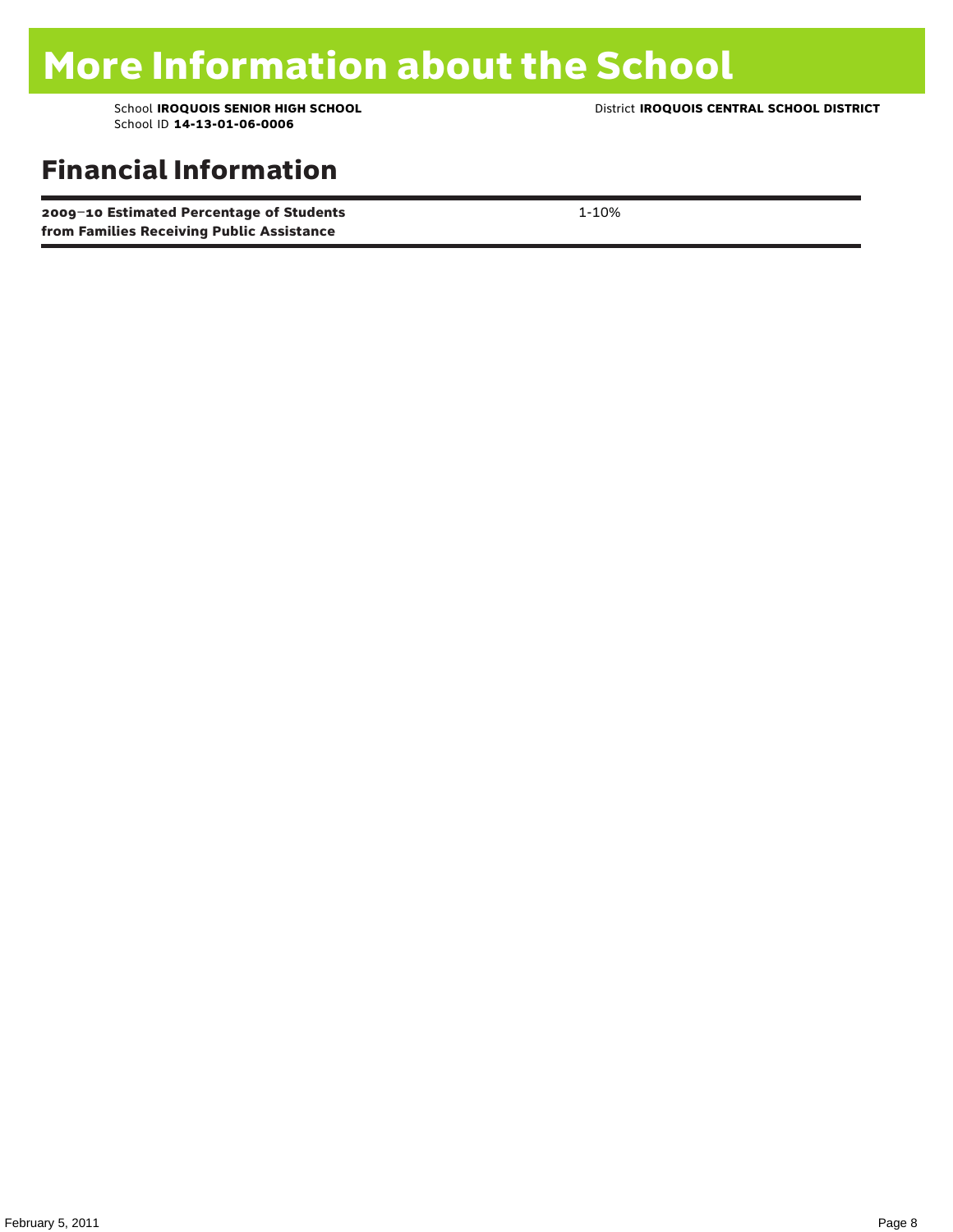# More Information about the School

School **IROQUOIS SENIOR HIGH SCHOOL**
School ID **14-13-01-06-0006**

District **IROQUOIS CENTRAL SCHOOL DISTRICT**

## Financial Information

| | |
|---|---|
| **2009–10 Estimated Percentage of Students from Families Receiving Public Assistance** | 1-10% |

February 5, 2011